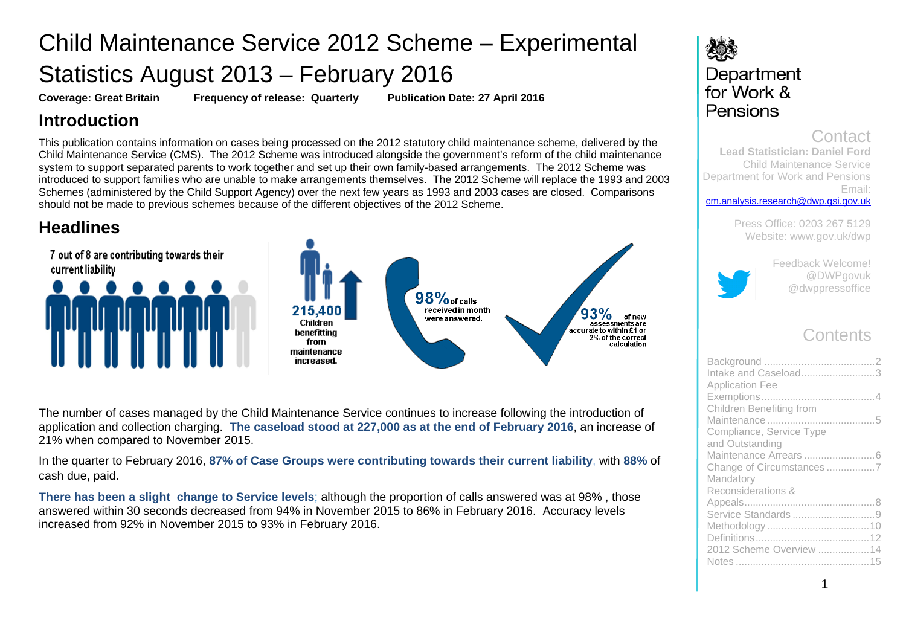# Child Maintenance Service 2012 Scheme – Experimental Statistics August 2013 – February 2016

**Coverage: Great Britain** **Frequency of release: Quarterly** **Publication Date: 27 April 2016**

## Introduction

This publication contains information on cases being processed on the 2012 statutory child maintenance scheme, delivered by the Child Maintenance Service (CMS). The 2012 Scheme was introduced alongside the government's reform of the child maintenance system to support separated parents to work together and set up their own family-based arrangements. The 2012 Scheme was introduced to support families who are unable to make arrangements themselves. The 2012 Scheme will replace the 1993 and 2003 Schemes (administered by the Child Support Agency) over the next few years as 1993 and 2003 cases are closed. Comparisons should not be made to previous schemes because of the different objectives of the 2012 Scheme.

## Headlines

7 out of 8 are contributing towards their current liability

215,400 Children benefitting from maintenance increased.

98% of calls received in month were answered.

93% of new assessments are accurate to within £1 or 2% of the correct calculation

The number of cases managed by the Child Maintenance Service continues to increase following the introduction of application and collection charging. **The caseload stood at 227,000 as at the end of February 2016**, an increase of 21% when compared to November 2015.

In the quarter to February 2016, **87% of Case Groups were contributing towards their current liability**, with **88%** of cash due, paid.

**There has been a slight change to Service levels**; although the proportion of calls answered was at 98%, those answered within 30 seconds decreased from 94% in November 2015 to 86% in February 2016. Accuracy levels increased from 92% in November 2015 to 93% in February 2016.

Department for Work & Pensions

### Contact

**Lead Statistician: Daniel Ford**
Child Maintenance Service
Department for Work and Pensions
Email: cm.analysis.research@dwp.gsi.gov.uk

Press Office: 0203 267 5129
Website: www.gov.uk/dwp

Feedback Welcome!
@DWPgovuk
@dwppressoffice

### Contents

- Background ... 2
- Intake and Caseload ... 3
- Application Fee Exemptions ... 4
- Children Benefiting from Maintenance ... 5
- Compliance, Service Type and Outstanding Maintenance Arrears ... 6
- Change of Circumstances ... 7
- Mandatory Reconsiderations & Appeals ... 8
- Service Standards ... 9
- Methodology ... 10
- Definitions ... 12
- 2012 Scheme Overview ... 14
- Notes ... 15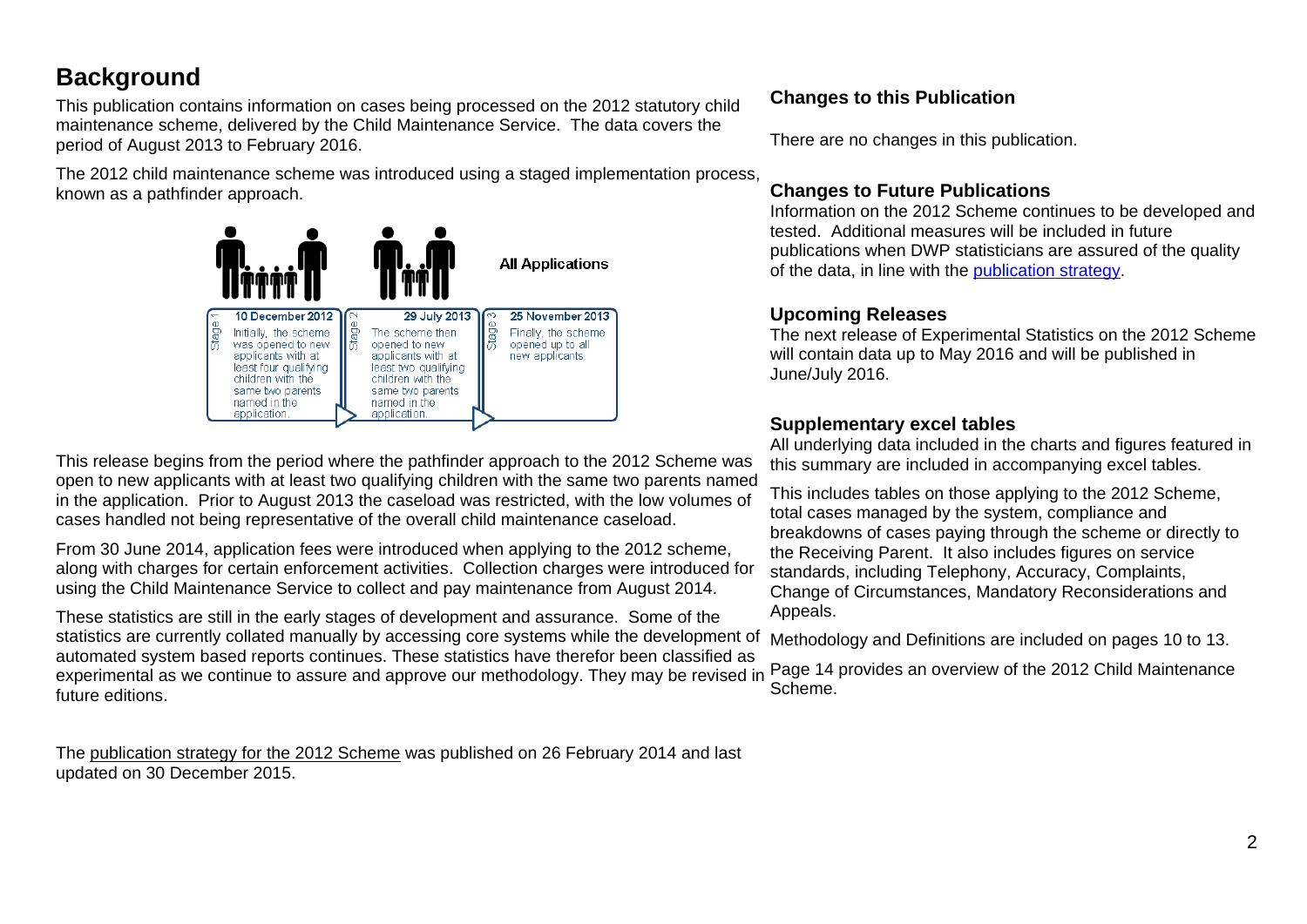# Background

This publication contains information on cases being processed on the 2012 statutory child maintenance scheme, delivered by the Child Maintenance Service. The data covers the period of August 2013 to February 2016.

The 2012 child maintenance scheme was introduced using a staged implementation process, known as a pathfinder approach.

**Stage 1 – 10 December 2012:** Initially, the scheme was opened to new applicants with at least four qualifying children with the same two parents named in the application.

**Stage 2 – 29 July 2013:** The scheme then opened to new applicants with at least two qualifying children with the same two parents named in the application.

**Stage 3 – 25 November 2013:** All Applications. Finally, the scheme opened up to all new applicants.

This release begins from the period where the pathfinder approach to the 2012 Scheme was open to new applicants with at least two qualifying children with the same two parents named in the application. Prior to August 2013 the caseload was restricted, with the low volumes of cases handled not being representative of the overall child maintenance caseload.

From 30 June 2014, application fees were introduced when applying to the 2012 scheme, along with charges for certain enforcement activities. Collection charges were introduced for using the Child Maintenance Service to collect and pay maintenance from August 2014.

These statistics are still in the early stages of development and assurance. Some of the statistics are currently collated manually by accessing core systems while the development of automated system based reports continues. These statistics have therefor been classified as experimental as we continue to assure and approve our methodology. They may be revised in future editions.

The publication strategy for the 2012 Scheme was published on 26 February 2014 and last updated on 30 December 2015.

### Changes to this Publication

There are no changes in this publication.

### Changes to Future Publications

Information on the 2012 Scheme continues to be developed and tested. Additional measures will be included in future publications when DWP statisticians are assured of the quality of the data, in line with the publication strategy.

### Upcoming Releases

The next release of Experimental Statistics on the 2012 Scheme will contain data up to May 2016 and will be published in June/July 2016.

### Supplementary excel tables

All underlying data included in the charts and figures featured in this summary are included in accompanying excel tables.

This includes tables on those applying to the 2012 Scheme, total cases managed by the system, compliance and breakdowns of cases paying through the scheme or directly to the Receiving Parent. It also includes figures on service standards, including Telephony, Accuracy, Complaints, Change of Circumstances, Mandatory Reconsiderations and Appeals.

Methodology and Definitions are included on pages 10 to 13.

Page 14 provides an overview of the 2012 Child Maintenance Scheme.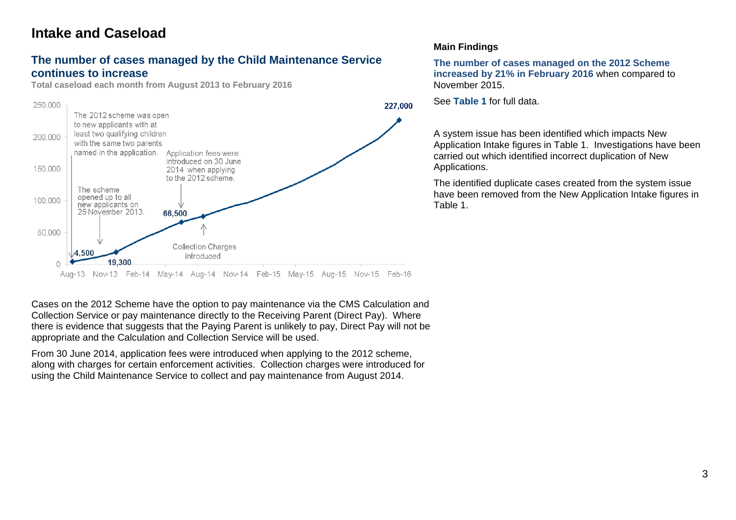# Intake and Caseload

## The number of cases managed by the Child Maintenance Service continues to increase

**Total caseload each month from August 2013 to February 2016**

250,000
200,000
150,000
100,000
50,000
0

The 2012 scheme was open to new applicants with at least two qualifying children with the same two parents named in the application.

Application fees were introduced on 30 June 2014 when applying to the 2012 scheme.

The scheme opened up to all new applicants on 25 November 2013.

Collection Charges introduced

4,500
19,300
66,500
227,000

Aug-13 Nov-13 Feb-14 May-14 Aug-14 Nov-14 Feb-15 May-15 Aug-15 Nov-15 Feb-16

Cases on the 2012 Scheme have the option to pay maintenance via the CMS Calculation and Collection Service or pay maintenance directly to the Receiving Parent (Direct Pay). Where there is evidence that suggests that the Paying Parent is unlikely to pay, Direct Pay will not be appropriate and the Calculation and Collection Service will be used.

From 30 June 2014, application fees were introduced when applying to the 2012 scheme, along with charges for certain enforcement activities. Collection charges were introduced for using the Child Maintenance Service to collect and pay maintenance from August 2014.

**Main Findings**

**The number of cases managed on the 2012 Scheme increased by 21% in February 2016** when compared to November 2015.

See **Table 1** for full data.

A system issue has been identified which impacts New Application Intake figures in Table 1. Investigations have been carried out which identified incorrect duplication of New Applications.

The identified duplicate cases created from the system issue have been removed from the New Application Intake figures in Table 1.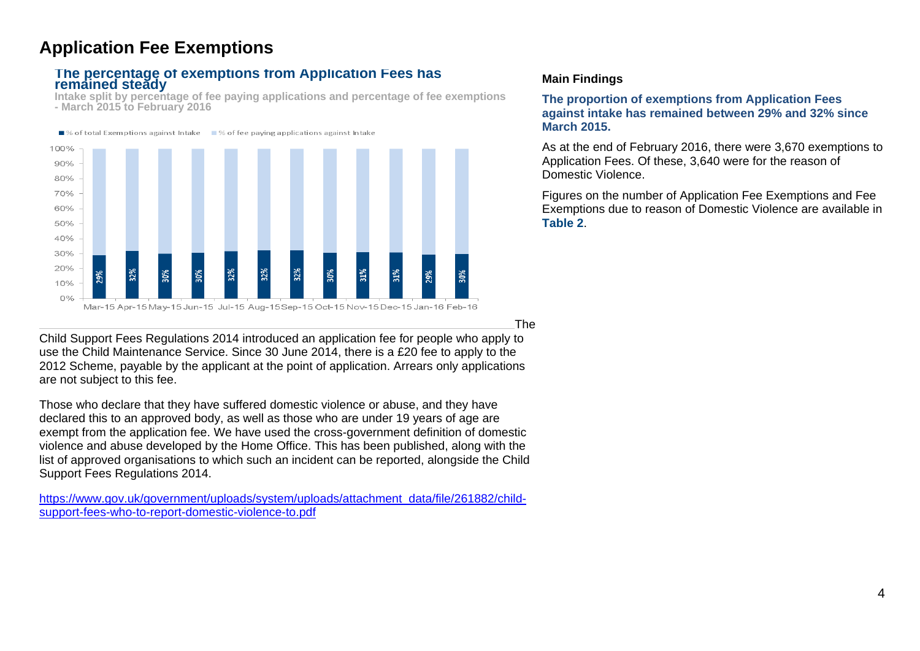# Application Fee Exemptions

**The percentage of exemptions from Application Fees has remained steady**

**Intake split by percentage of fee paying applications and percentage of fee exemptions - March 2015 to February 2016**

| Month | % of total Exemptions against Intake |
|---|---|
| Mar-15 | 29% |
| Apr-15 | 32% |
| May-15 | 30% |
| Jun-15 | 30% |
| Jul-15 | 32% |
| Aug-15 | 32% |
| Sep-15 | 32% |
| Oct-15 | 30% |
| Nov-15 | 31% |
| Dec-15 | 31% |
| Jan-16 | 29% |
| Feb-16 | 30% |

The Child Support Fees Regulations 2014 introduced an application fee for people who apply to use the Child Maintenance Service. Since 30 June 2014, there is a £20 fee to apply to the 2012 Scheme, payable by the applicant at the point of application. Arrears only applications are not subject to this fee.

Those who declare that they have suffered domestic violence or abuse, and they have declared this to an approved body, as well as those who are under 19 years of age are exempt from the application fee. We have used the cross-government definition of domestic violence and abuse developed by the Home Office. This has been published, along with the list of approved organisations to which such an incident can be reported, alongside the Child Support Fees Regulations 2014.

https://www.gov.uk/government/uploads/system/uploads/attachment_data/file/261882/child-support-fees-who-to-report-domestic-violence-to.pdf

**Main Findings**

**The proportion of exemptions from Application Fees against intake has remained between 29% and 32% since March 2015.**

As at the end of February 2016, there were 3,670 exemptions to Application Fees. Of these, 3,640 were for the reason of Domestic Violence.

Figures on the number of Application Fee Exemptions and Fee Exemptions due to reason of Domestic Violence are available in **Table 2**.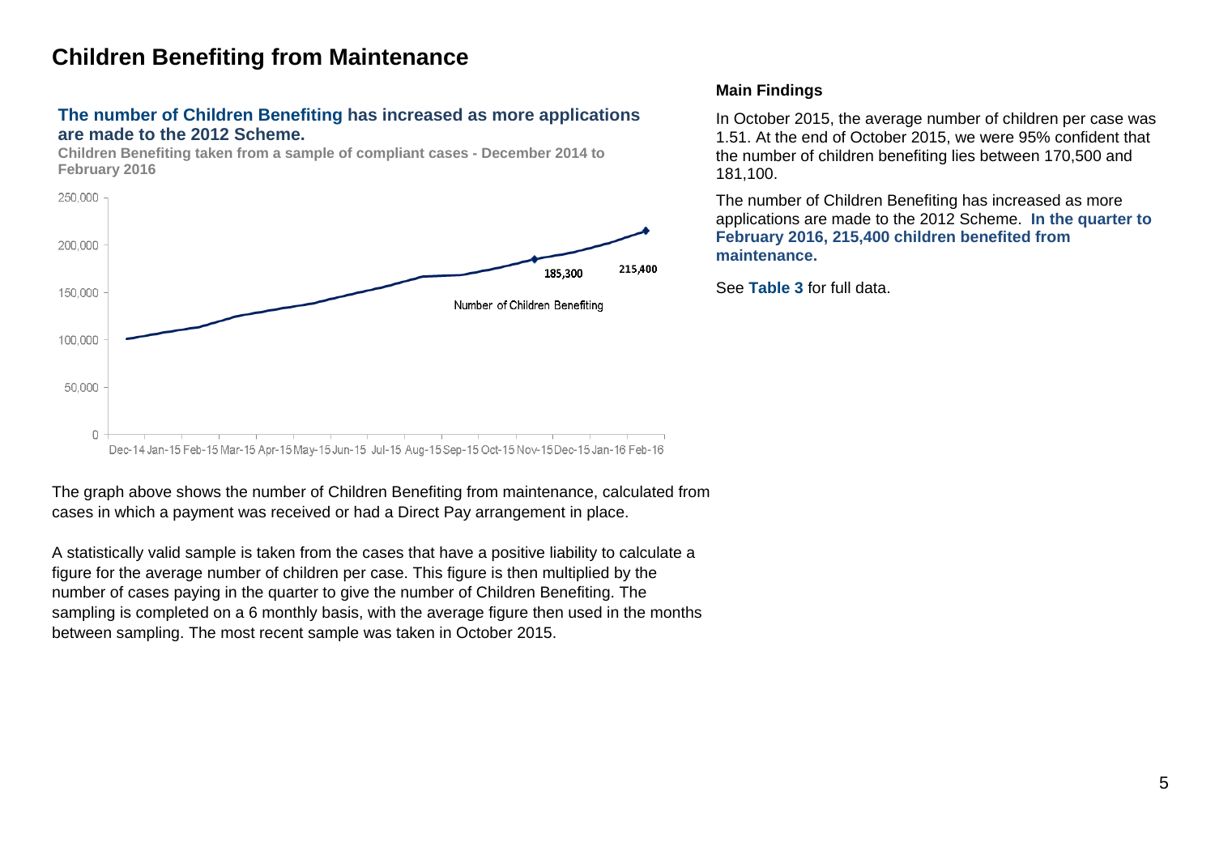# Children Benefiting from Maintenance

**The number of Children Benefiting has increased as more applications are made to the 2012 Scheme.**

**Children Benefiting taken from a sample of compliant cases - December 2014 to February 2016**

The graph above shows the number of Children Benefiting from maintenance, calculated from cases in which a payment was received or had a Direct Pay arrangement in place.

A statistically valid sample is taken from the cases that have a positive liability to calculate a figure for the average number of children per case. This figure is then multiplied by the number of cases paying in the quarter to give the number of Children Benefiting. The sampling is completed on a 6 monthly basis, with the average figure then used in the months between sampling. The most recent sample was taken in October 2015.

**Main Findings**

In October 2015, the average number of children per case was 1.51. At the end of October 2015, we were 95% confident that the number of children benefiting lies between 170,500 and 181,100.

The number of Children Benefiting has increased as more applications are made to the 2012 Scheme. **In the quarter to February 2016, 215,400 children benefited from maintenance.**

See **Table 3** for full data.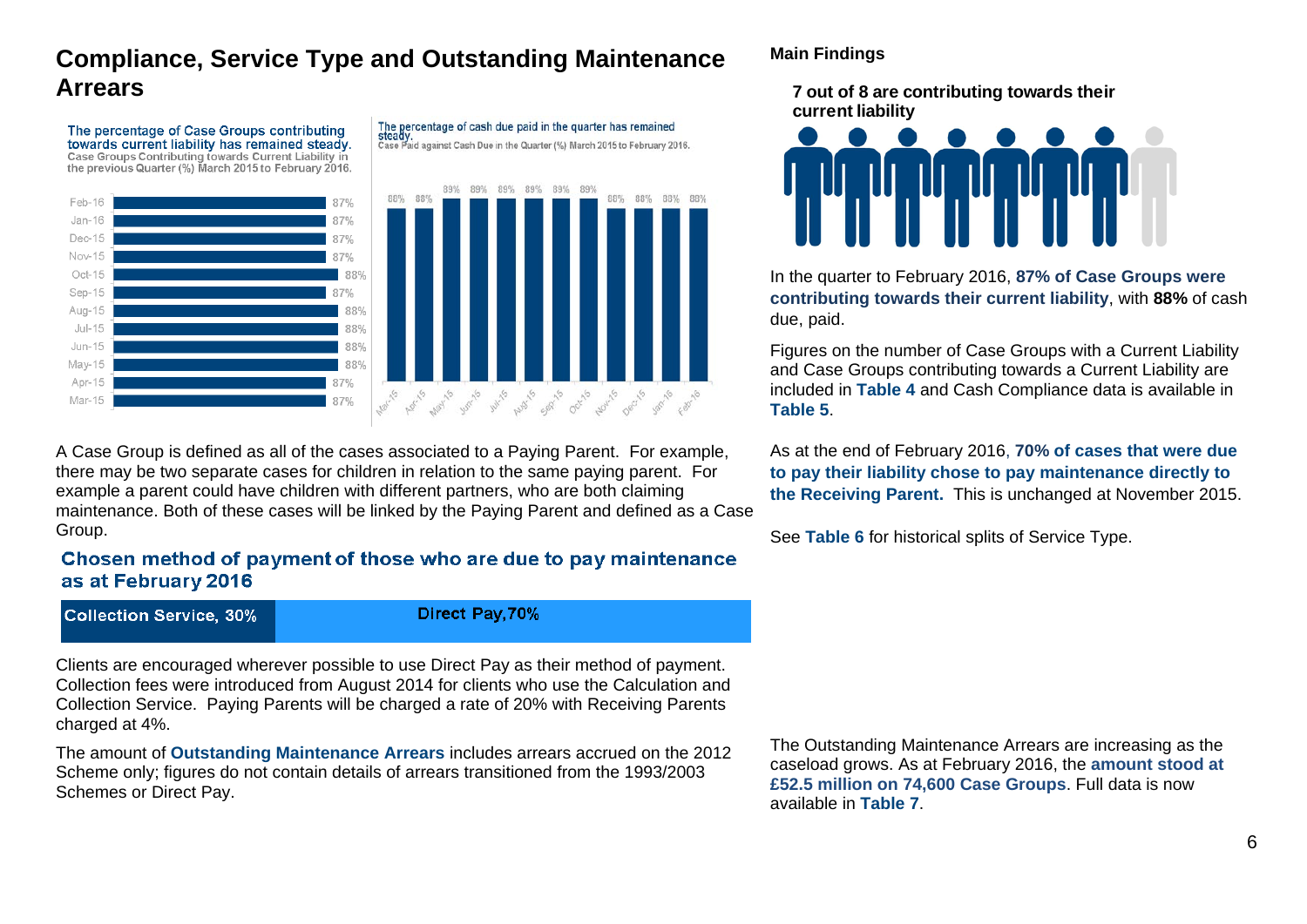# Compliance, Service Type and Outstanding Maintenance Arrears

**The percentage of Case Groups contributing towards current liability has remained steady.**
Case Groups Contributing towards Current Liability in the previous Quarter (%) March 2015 to February 2016.

| Month | % |
|---|---|
| Feb-16 | 87% |
| Jan-16 | 87% |
| Dec-15 | 87% |
| Nov-15 | 87% |
| Oct-15 | 88% |
| Sep-15 | 87% |
| Aug-15 | 88% |
| Jul-15 | 88% |
| Jun-15 | 88% |
| May-15 | 88% |
| Apr-15 | 87% |
| Mar-15 | 87% |

**The percentage of cash due paid in the quarter has remained steady.**
Case Paid against Cash Due in the Quarter (%) March 2015 to February 2016.

| Mar-15 | Apr-15 | May-15 | Jun-15 | Jul-15 | Aug-15 | Sep-15 | Oct-15 | Nov-15 | Dec-15 | Jan-16 | Feb-16 |
|---|---|---|---|---|---|---|---|---|---|---|---|
| 88% | 88% | 89% | 89% | 89% | 89% | 89% | 89% | 88% | 88% | 88% | 88% |

A Case Group is defined as all of the cases associated to a Paying Parent. For example, there may be two separate cases for children in relation to the same paying parent. For example a parent could have children with different partners, who are both claiming maintenance. Both of these cases will be linked by the Paying Parent and defined as a Case Group.

**Chosen method of payment of those who are due to pay maintenance as at February 2016**

| Collection Service, 30% | Direct Pay, 70% |
|---|---|

Clients are encouraged wherever possible to use Direct Pay as their method of payment. Collection fees were introduced from August 2014 for clients who use the Calculation and Collection Service. Paying Parents will be charged a rate of 20% with Receiving Parents charged at 4%.

The amount of **Outstanding Maintenance Arrears** includes arrears accrued on the 2012 Scheme only; figures do not contain details of arrears transitioned from the 1993/2003 Schemes or Direct Pay.

## Main Findings

**7 out of 8 are contributing towards their current liability**

In the quarter to February 2016, **87% of Case Groups were contributing towards their current liability**, with **88%** of cash due, paid.

Figures on the number of Case Groups with a Current Liability and Case Groups contributing towards a Current Liability are included in **Table 4** and Cash Compliance data is available in **Table 5**.

As at the end of February 2016, **70% of cases that were due to pay their liability chose to pay maintenance directly to the Receiving Parent.** This is unchanged at November 2015.

See **Table 6** for historical splits of Service Type.

The Outstanding Maintenance Arrears are increasing as the caseload grows. As at February 2016, the **amount stood at £52.5 million on 74,600 Case Groups**. Full data is now available in **Table 7**.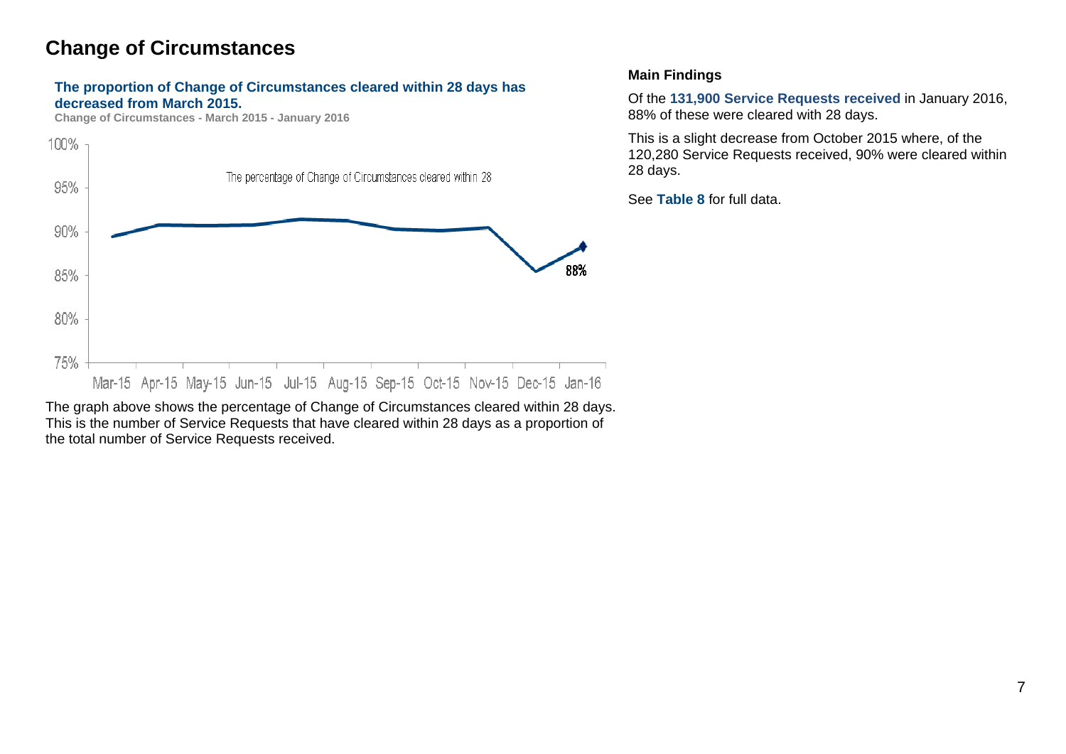## Change of Circumstances

**The proportion of Change of Circumstances cleared within 28 days has decreased from March 2015.**

**Change of Circumstances - March 2015 - January 2016**

The percentage of Change of Circumstances cleared within 28

The graph above shows the percentage of Change of Circumstances cleared within 28 days. This is the number of Service Requests that have cleared within 28 days as a proportion of the total number of Service Requests received.

**Main Findings**

Of the **131,900 Service Requests received** in January 2016, 88% of these were cleared with 28 days.

This is a slight decrease from October 2015 where, of the 120,280 Service Requests received, 90% were cleared within 28 days.

See **Table 8** for full data.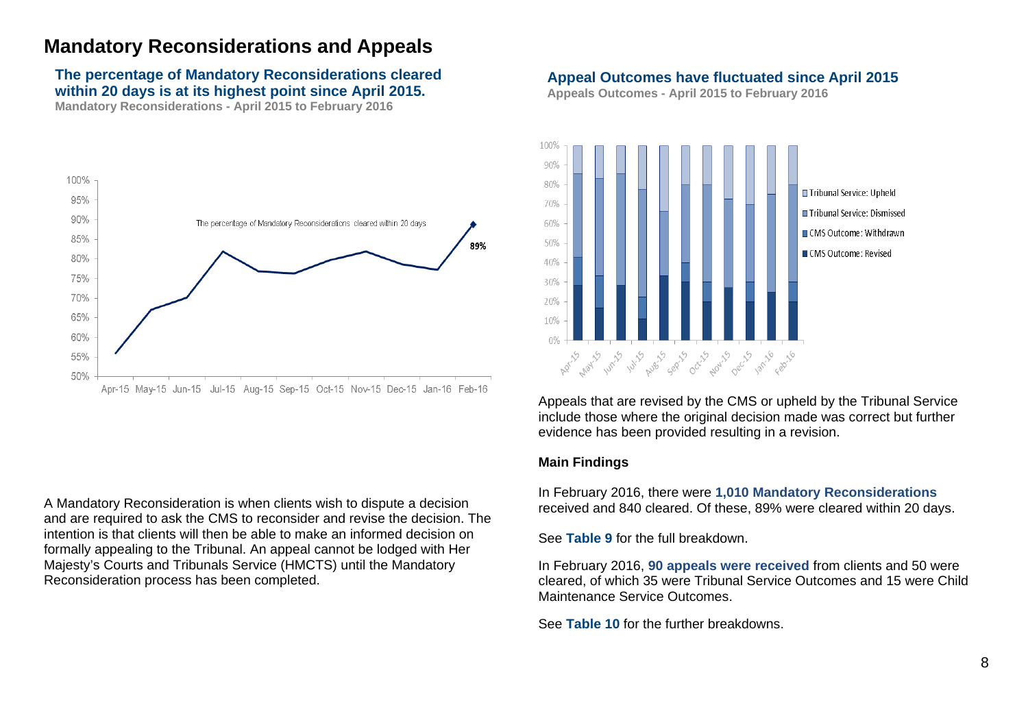# Mandatory Reconsiderations and Appeals

### The percentage of Mandatory Reconsiderations cleared within 20 days is at its highest point since April 2015.

**Mandatory Reconsiderations - April 2015 to February 2016**

A Mandatory Reconsideration is when clients wish to dispute a decision and are required to ask the CMS to reconsider and revise the decision. The intention is that clients will then be able to make an informed decision on formally appealing to the Tribunal. An appeal cannot be lodged with Her Majesty's Courts and Tribunals Service (HMCTS) until the Mandatory Reconsideration process has been completed.

### Appeal Outcomes have fluctuated since April 2015

**Appeals Outcomes - April 2015 to February 2016**

Appeals that are revised by the CMS or upheld by the Tribunal Service include those where the original decision made was correct but further evidence has been provided resulting in a revision.

**Main Findings**

In February 2016, there were **1,010 Mandatory Reconsiderations** received and 840 cleared. Of these, 89% were cleared within 20 days.

See **Table 9** for the full breakdown.

In February 2016, **90 appeals were received** from clients and 50 were cleared, of which 35 were Tribunal Service Outcomes and 15 were Child Maintenance Service Outcomes.

See **Table 10** for the further breakdowns.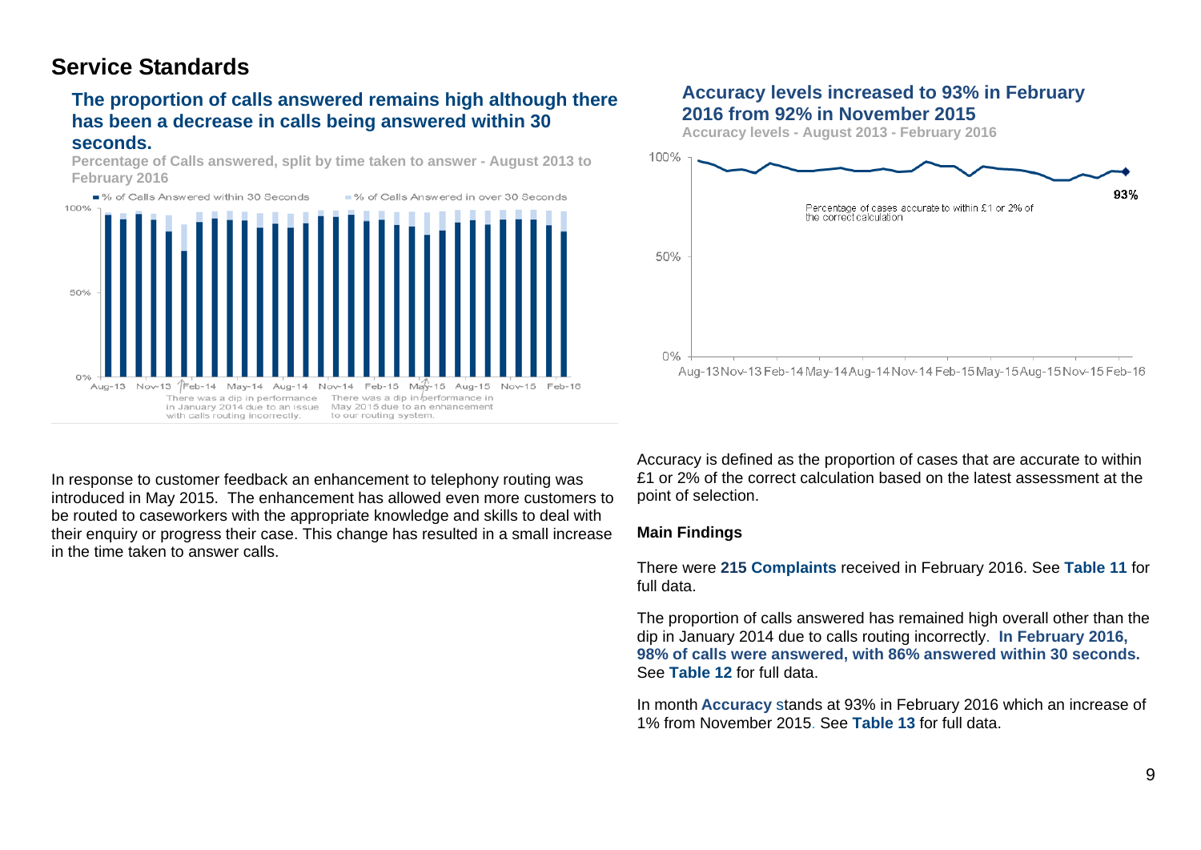## Service Standards

### The proportion of calls answered remains high although there has been a decrease in calls being answered within 30 seconds.

Percentage of Calls answered, split by time taken to answer - August 2013 to February 2016

■ % of Calls Answered within 30 Seconds ■ % of Calls Answered in over 30 Seconds

There was a dip in performance in January 2014 due to an issue with calls routing incorrectly.

There was a dip in performance in May 2015 due to an enhancement to our routing system.

### Accuracy levels increased to 93% in February 2016 from 92% in November 2015

Accuracy levels - August 2013 - February 2016

Percentage of cases accurate to within £1 or 2% of the correct calculation

93%

In response to customer feedback an enhancement to telephony routing was introduced in May 2015. The enhancement has allowed even more customers to be routed to caseworkers with the appropriate knowledge and skills to deal with their enquiry or progress their case. This change has resulted in a small increase in the time taken to answer calls.

Accuracy is defined as the proportion of cases that are accurate to within £1 or 2% of the correct calculation based on the latest assessment at the point of selection.

**Main Findings**

There were **215 Complaints** received in February 2016. See **Table 11** for full data.

The proportion of calls answered has remained high overall other than the dip in January 2014 due to calls routing incorrectly. **In February 2016, 98% of calls were answered, with 86% answered within 30 seconds.** See **Table 12** for full data.

In month **Accuracy** stands at 93% in February 2016 which an increase of 1% from November 2015. See **Table 13** for full data.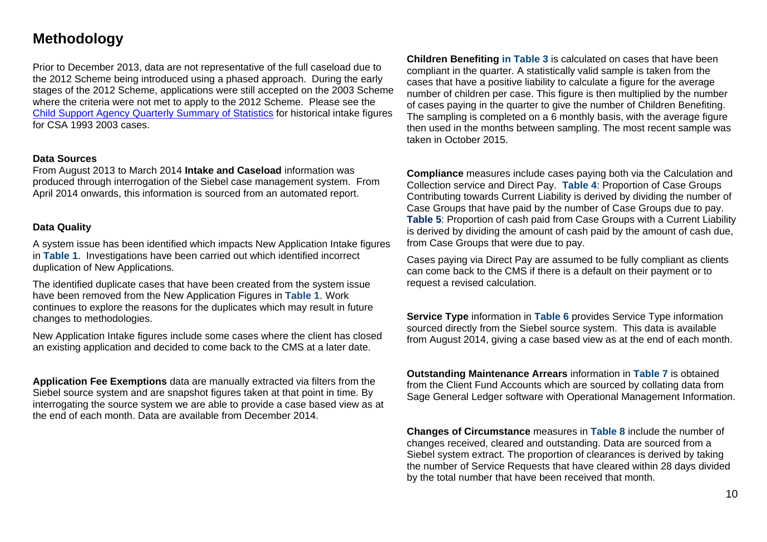# Methodology

Prior to December 2013, data are not representative of the full caseload due to the 2012 Scheme being introduced using a phased approach. During the early stages of the 2012 Scheme, applications were still accepted on the 2003 Scheme where the criteria were not met to apply to the 2012 Scheme. Please see the [Child Support Agency Quarterly Summary of Statistics] for historical intake figures for CSA 1993 2003 cases.

**Data Sources**

From August 2013 to March 2014 **Intake and Caseload** information was produced through interrogation of the Siebel case management system. From April 2014 onwards, this information is sourced from an automated report.

**Data Quality**

A system issue has been identified which impacts New Application Intake figures in **Table 1**. Investigations have been carried out which identified incorrect duplication of New Applications.

The identified duplicate cases that have been created from the system issue have been removed from the New Application Figures in **Table 1**. Work continues to explore the reasons for the duplicates which may result in future changes to methodologies.

New Application Intake figures include some cases where the client has closed an existing application and decided to come back to the CMS at a later date.

**Application Fee Exemptions** data are manually extracted via filters from the Siebel source system and are snapshot figures taken at that point in time. By interrogating the source system we are able to provide a case based view as at the end of each month. Data are available from December 2014.

**Children Benefiting in Table 3** is calculated on cases that have been compliant in the quarter. A statistically valid sample is taken from the cases that have a positive liability to calculate a figure for the average number of children per case. This figure is then multiplied by the number of cases paying in the quarter to give the number of Children Benefiting. The sampling is completed on a 6 monthly basis, with the average figure then used in the months between sampling. The most recent sample was taken in October 2015.

**Compliance** measures include cases paying both via the Calculation and Collection service and Direct Pay. **Table 4**: Proportion of Case Groups Contributing towards Current Liability is derived by dividing the number of Case Groups that have paid by the number of Case Groups due to pay. **Table 5**: Proportion of cash paid from Case Groups with a Current Liability is derived by dividing the amount of cash paid by the amount of cash due, from Case Groups that were due to pay.

Cases paying via Direct Pay are assumed to be fully compliant as clients can come back to the CMS if there is a default on their payment or to request a revised calculation.

**Service Type** information in **Table 6** provides Service Type information sourced directly from the Siebel source system. This data is available from August 2014, giving a case based view as at the end of each month.

**Outstanding Maintenance Arrears** information in **Table 7** is obtained from the Client Fund Accounts which are sourced by collating data from Sage General Ledger software with Operational Management Information.

**Changes of Circumstance** measures in **Table 8** include the number of changes received, cleared and outstanding. Data are sourced from a Siebel system extract. The proportion of clearances is derived by taking the number of Service Requests that have cleared within 28 days divided by the total number that have been received that month.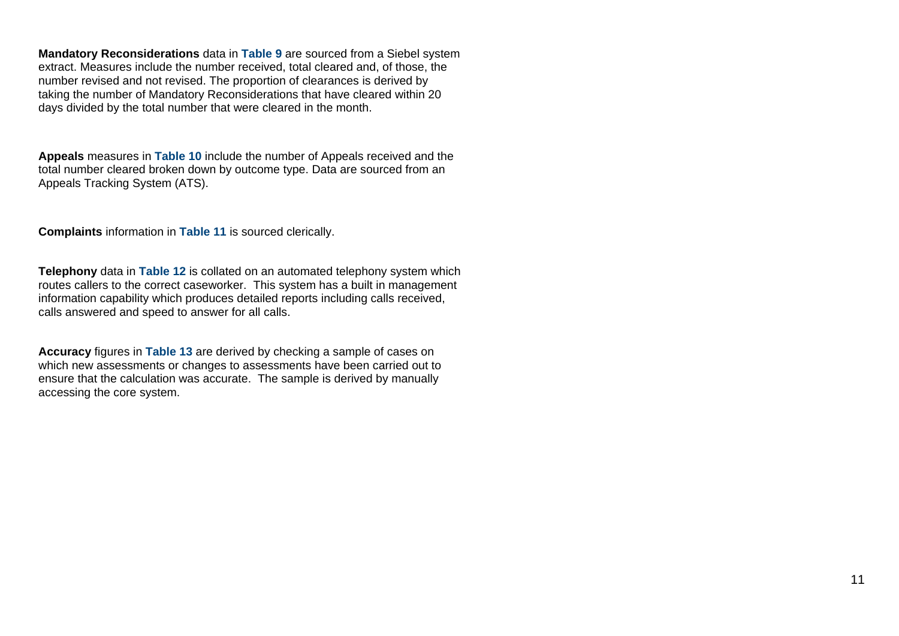**Mandatory Reconsiderations** data in **Table 9** are sourced from a Siebel system extract. Measures include the number received, total cleared and, of those, the number revised and not revised. The proportion of clearances is derived by taking the number of Mandatory Reconsiderations that have cleared within 20 days divided by the total number that were cleared in the month.

**Appeals** measures in **Table 10** include the number of Appeals received and the total number cleared broken down by outcome type. Data are sourced from an Appeals Tracking System (ATS).

**Complaints** information in **Table 11** is sourced clerically.

**Telephony** data in **Table 12** is collated on an automated telephony system which routes callers to the correct caseworker. This system has a built in management information capability which produces detailed reports including calls received, calls answered and speed to answer for all calls.

**Accuracy** figures in **Table 13** are derived by checking a sample of cases on which new assessments or changes to assessments have been carried out to ensure that the calculation was accurate. The sample is derived by manually accessing the core system.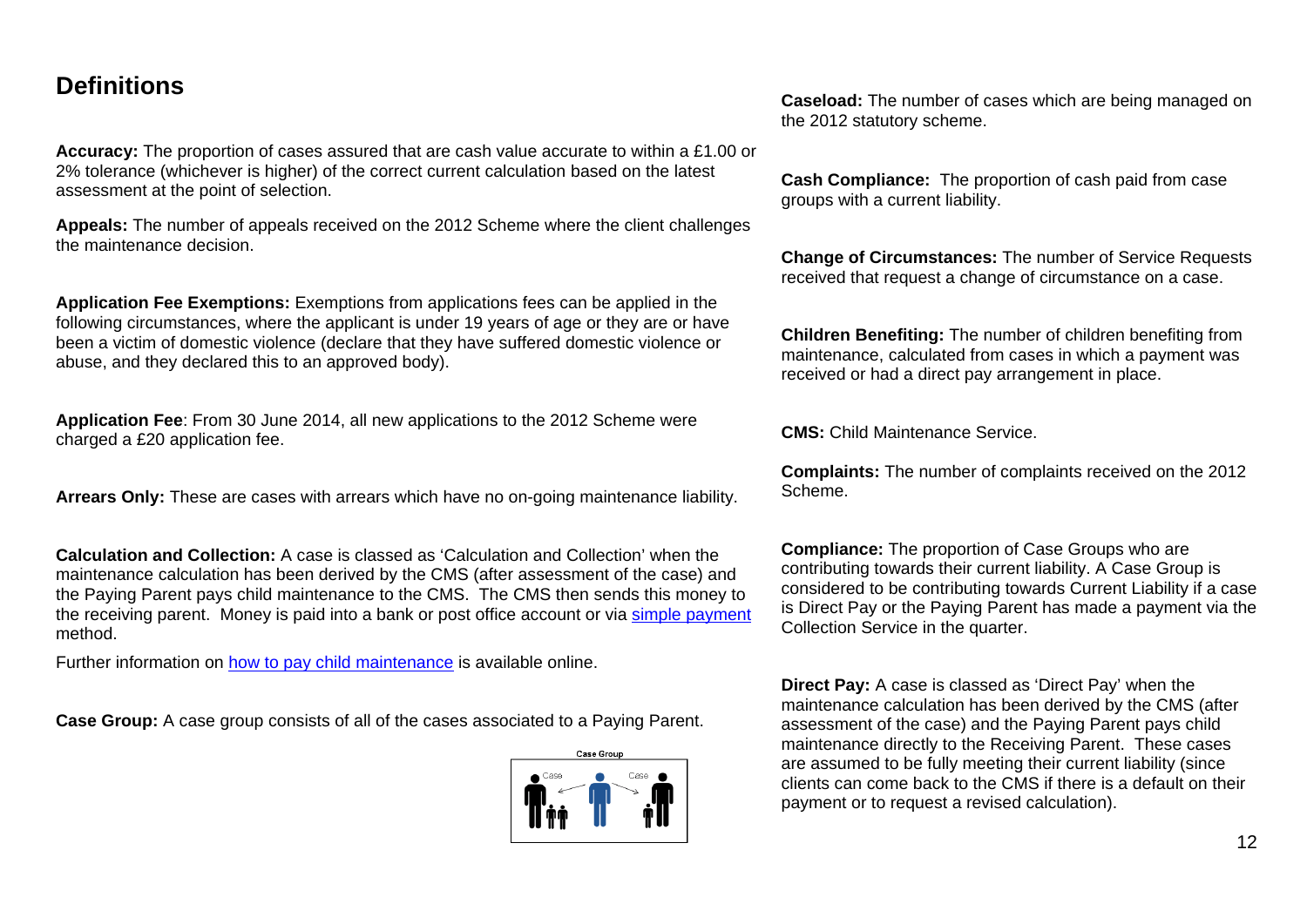## Definitions

**Accuracy:** The proportion of cases assured that are cash value accurate to within a £1.00 or 2% tolerance (whichever is higher) of the correct current calculation based on the latest assessment at the point of selection.

**Appeals:** The number of appeals received on the 2012 Scheme where the client challenges the maintenance decision.

**Application Fee Exemptions:** Exemptions from applications fees can be applied in the following circumstances, where the applicant is under 19 years of age or they are or have been a victim of domestic violence (declare that they have suffered domestic violence or abuse, and they declared this to an approved body).

**Application Fee**: From 30 June 2014, all new applications to the 2012 Scheme were charged a £20 application fee.

**Arrears Only:** These are cases with arrears which have no on-going maintenance liability.

**Calculation and Collection:** A case is classed as 'Calculation and Collection' when the maintenance calculation has been derived by the CMS (after assessment of the case) and the Paying Parent pays child maintenance to the CMS. The CMS then sends this money to the receiving parent. Money is paid into a bank or post office account or via simple payment method.

Further information on how to pay child maintenance is available online.

**Case Group:** A case group consists of all of the cases associated to a Paying Parent.

**Caseload:** The number of cases which are being managed on the 2012 statutory scheme.

**Cash Compliance:** The proportion of cash paid from case groups with a current liability.

**Change of Circumstances:** The number of Service Requests received that request a change of circumstance on a case.

**Children Benefiting:** The number of children benefiting from maintenance, calculated from cases in which a payment was received or had a direct pay arrangement in place.

**CMS:** Child Maintenance Service.

**Complaints:** The number of complaints received on the 2012 Scheme.

**Compliance:** The proportion of Case Groups who are contributing towards their current liability. A Case Group is considered to be contributing towards Current Liability if a case is Direct Pay or the Paying Parent has made a payment via the Collection Service in the quarter.

**Direct Pay:** A case is classed as 'Direct Pay' when the maintenance calculation has been derived by the CMS (after assessment of the case) and the Paying Parent pays child maintenance directly to the Receiving Parent. These cases are assumed to be fully meeting their current liability (since clients can come back to the CMS if there is a default on their payment or to request a revised calculation).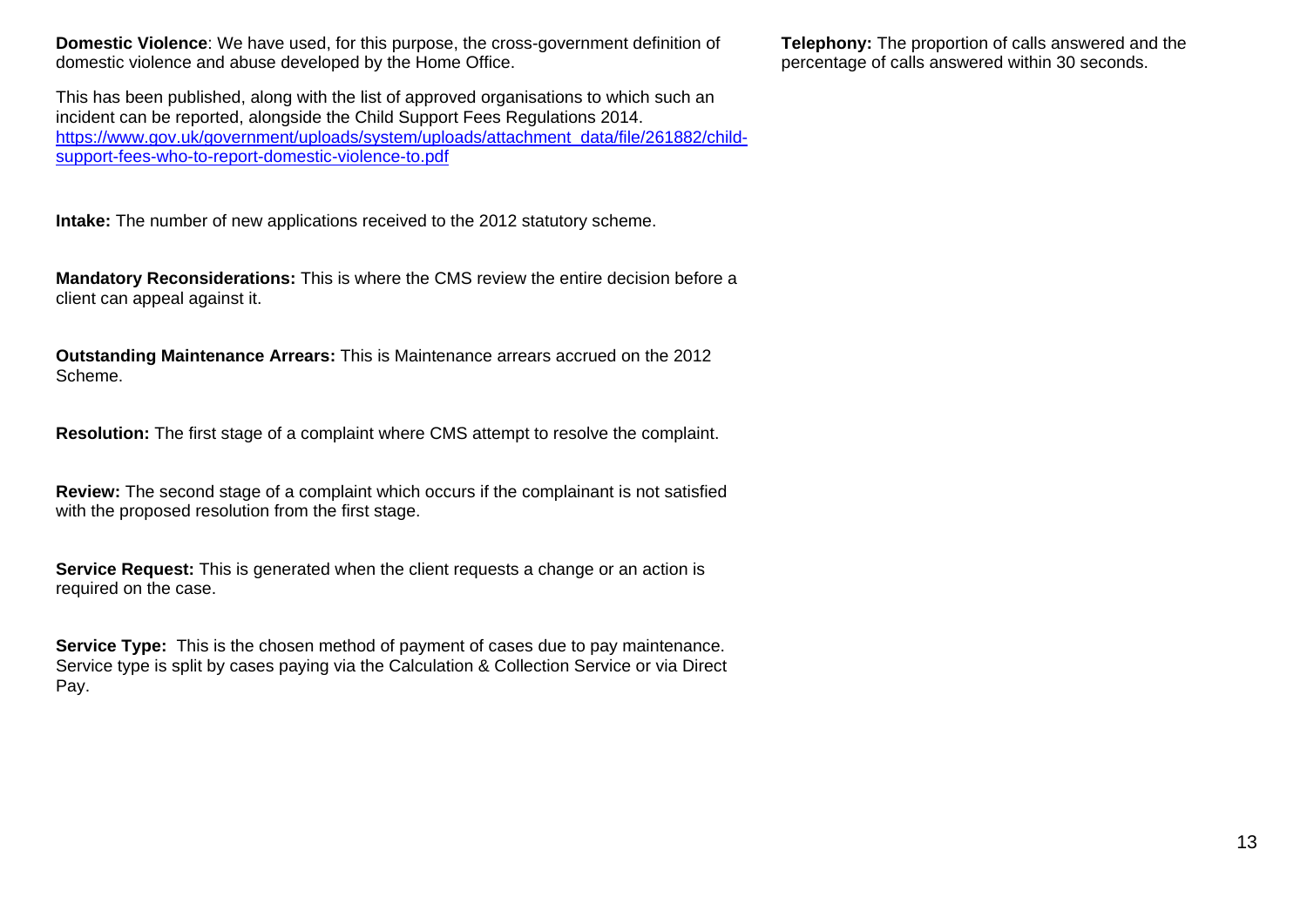**Domestic Violence**: We have used, for this purpose, the cross-government definition of domestic violence and abuse developed by the Home Office.

This has been published, along with the list of approved organisations to which such an incident can be reported, alongside the Child Support Fees Regulations 2014. [https://www.gov.uk/government/uploads/system/uploads/attachment_data/file/261882/child-support-fees-who-to-report-domestic-violence-to.pdf](https://www.gov.uk/government/uploads/system/uploads/attachment_data/file/261882/child-support-fees-who-to-report-domestic-violence-to.pdf)

**Intake:** The number of new applications received to the 2012 statutory scheme.

**Mandatory Reconsiderations:** This is where the CMS review the entire decision before a client can appeal against it.

**Outstanding Maintenance Arrears:** This is Maintenance arrears accrued on the 2012 Scheme.

**Resolution:** The first stage of a complaint where CMS attempt to resolve the complaint.

**Review:** The second stage of a complaint which occurs if the complainant is not satisfied with the proposed resolution from the first stage.

**Service Request:** This is generated when the client requests a change or an action is required on the case.

**Service Type:** This is the chosen method of payment of cases due to pay maintenance. Service type is split by cases paying via the Calculation & Collection Service or via Direct Pay.

**Telephony:** The proportion of calls answered and the percentage of calls answered within 30 seconds.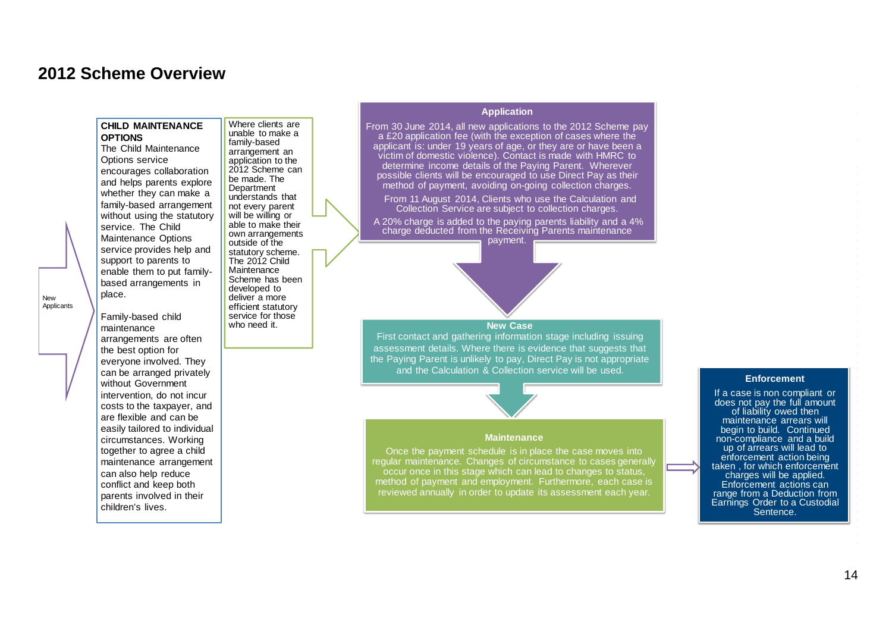## 2012 Scheme Overview

New Applicants

**CHILD MAINTENANCE OPTIONS**

The Child Maintenance Options service encourages collaboration and helps parents explore whether they can make a family-based arrangement without using the statutory service. The Child Maintenance Options service provides help and support to parents to enable them to put family-based arrangements in place.

Family-based child maintenance arrangements are often the best option for everyone involved. They can be arranged privately without Government intervention, do not incur costs to the taxpayer, and are flexible and can be easily tailored to individual circumstances. Working together to agree a child maintenance arrangement can also help reduce conflict and keep both parents involved in their children's lives.

Where clients are unable to make a family-based arrangement an application to the 2012 Scheme can be made. The Department understands that not every parent will be willing or able to make their own arrangements outside of the statutory scheme. The 2012 Child Maintenance Scheme has been developed to deliver a more efficient statutory service for those who need it.

**Application**

From 30 June 2014, all new applications to the 2012 Scheme pay a £20 application fee (with the exception of cases where the applicant is: under 19 years of age, or they are or have been a victim of domestic violence). Contact is made with HMRC to determine income details of the Paying Parent. Wherever possible clients will be encouraged to use Direct Pay as their method of payment, avoiding on-going collection charges.

From 11 August 2014, Clients who use the Calculation and Collection Service are subject to collection charges.

A 20% charge is added to the paying parents liability and a 4% charge deducted from the Receiving Parents maintenance payment.

**New Case**

First contact and gathering information stage including issuing assessment details. Where there is evidence that suggests that the Paying Parent is unlikely to pay, Direct Pay is not appropriate and the Calculation & Collection service will be used.

**Maintenance**

Once the payment schedule is in place the case moves into regular maintenance. Changes of circumstance to cases generally occur once in this stage which can lead to changes to status, method of payment and employment. Furthermore, each case is reviewed annually in order to update its assessment each year.

**Enforcement**

If a case is non compliant or does not pay the full amount of liability owed then maintenance arrears will begin to build. Continued non-compliance and a build up of arrears will lead to enforcement action being taken , for which enforcement charges will be applied. Enforcement actions can range from a Deduction from Earnings Order to a Custodial Sentence.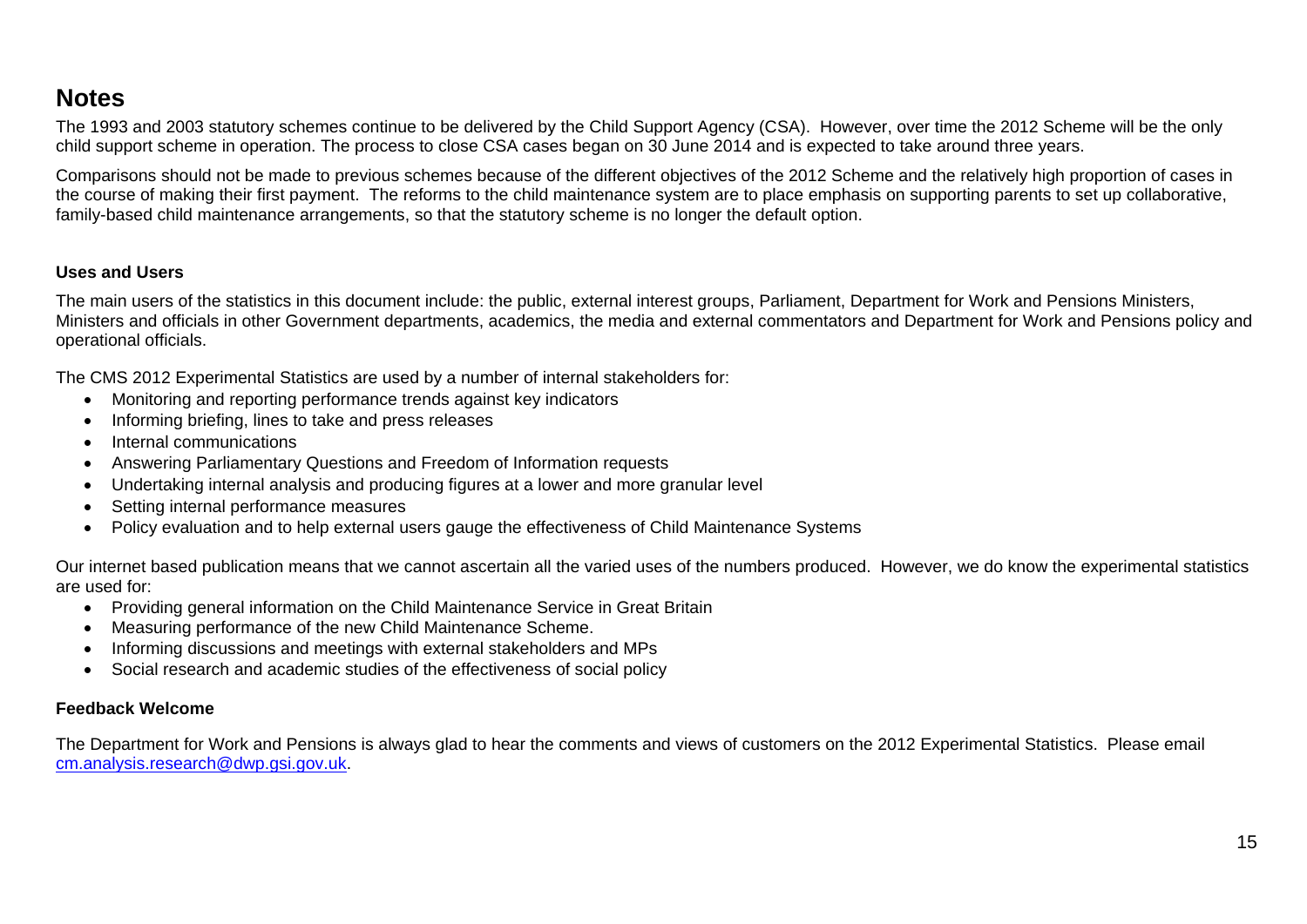# Notes

The 1993 and 2003 statutory schemes continue to be delivered by the Child Support Agency (CSA). However, over time the 2012 Scheme will be the only child support scheme in operation. The process to close CSA cases began on 30 June 2014 and is expected to take around three years.

Comparisons should not be made to previous schemes because of the different objectives of the 2012 Scheme and the relatively high proportion of cases in the course of making their first payment. The reforms to the child maintenance system are to place emphasis on supporting parents to set up collaborative, family-based child maintenance arrangements, so that the statutory scheme is no longer the default option.

**Uses and Users**

The main users of the statistics in this document include: the public, external interest groups, Parliament, Department for Work and Pensions Ministers, Ministers and officials in other Government departments, academics, the media and external commentators and Department for Work and Pensions policy and operational officials.

The CMS 2012 Experimental Statistics are used by a number of internal stakeholders for:

- Monitoring and reporting performance trends against key indicators
- Informing briefing, lines to take and press releases
- Internal communications
- Answering Parliamentary Questions and Freedom of Information requests
- Undertaking internal analysis and producing figures at a lower and more granular level
- Setting internal performance measures
- Policy evaluation and to help external users gauge the effectiveness of Child Maintenance Systems

Our internet based publication means that we cannot ascertain all the varied uses of the numbers produced. However, we do know the experimental statistics are used for:

- Providing general information on the Child Maintenance Service in Great Britain
- Measuring performance of the new Child Maintenance Scheme.
- Informing discussions and meetings with external stakeholders and MPs
- Social research and academic studies of the effectiveness of social policy

**Feedback Welcome**

The Department for Work and Pensions is always glad to hear the comments and views of customers on the 2012 Experimental Statistics. Please email cm.analysis.research@dwp.gsi.gov.uk.